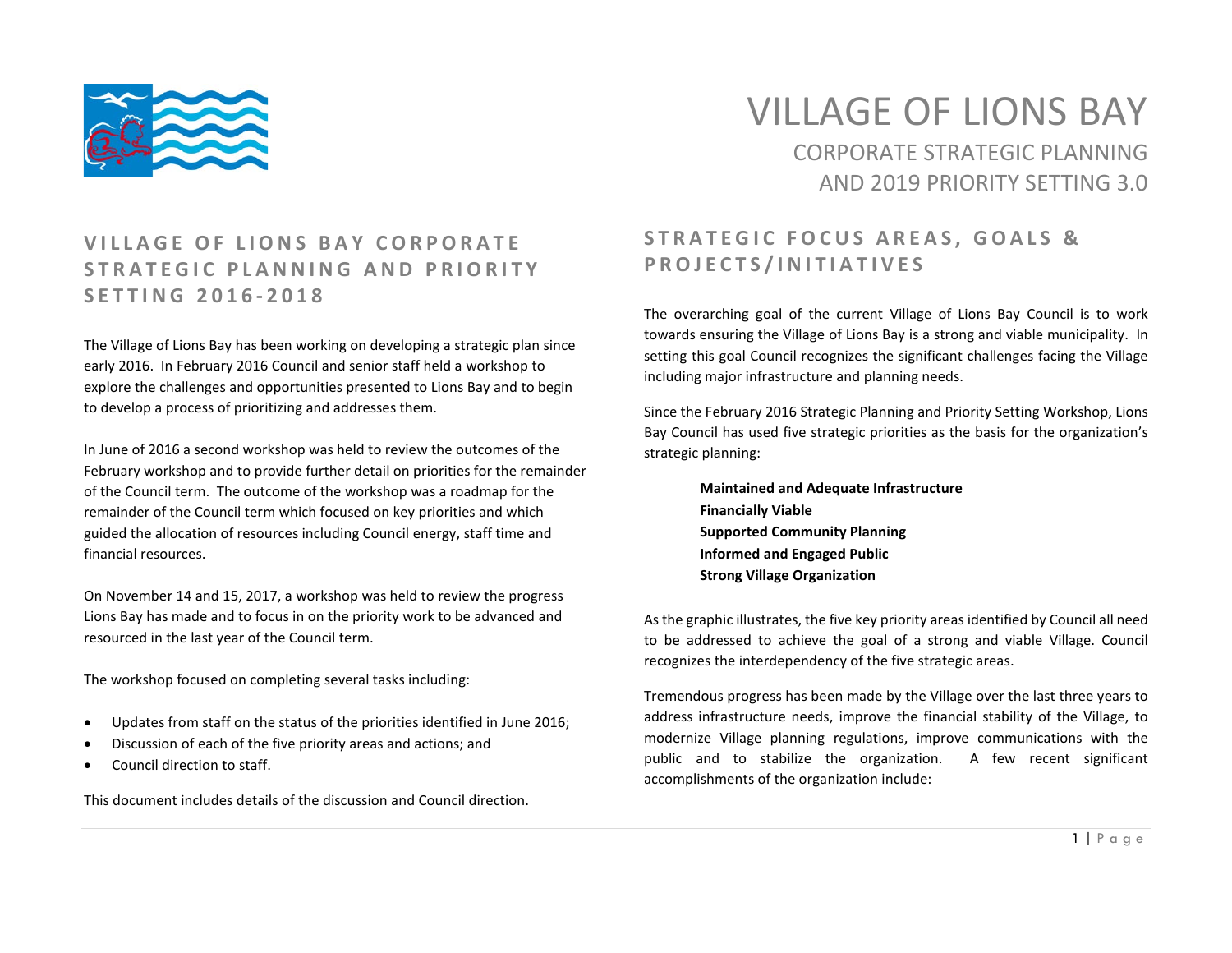# VILLAGE OF LIONS BAY

## CORPORATE STRATEGIC PLANNING AND 2019 PRIORITY SETTING 3.0

## VILLAGE OF LIONS BAY CORPORATE STRATEGIC PLANNING AND PRIORITY SETTING 2016-2018

The Village of Lions Bay has been working on developing a strategic plan since early 2016. In February 2016 Council and senior staff held a workshop to explore the challenges and opportunities presented to Lions Bay and to begin to develop a process of prioritizing and addresses them.

In June of 2016 a second workshop was held to review the outcomes of the February workshop and to provide further detail on priorities for the remainder of the Council term. The outcome of the workshop was a roadmap for the remainder of the Council term which focused on key priorities and which guided the allocation of resources including Council energy, staff time and financial resources.

On November 14 and 15, 2017, a workshop was held to review the progress Lions Bay has made and to focus in on the priority work to be advanced and resourced in the last year of the Council term.

The workshop focused on completing several tasks including:

- Updates from staff on the status of the priorities identified in June 2016;
- Discussion of each of the five priority areas and actions; and
- Council direction to staff.

This document includes details of the discussion and Council direction.

## STRATEGIC FOCUS AREAS, GOALS & PROJECTS/INITIATIVES

The overarching goal of the current Village of Lions Bay Council is to work towards ensuring the Village of Lions Bay is a strong and viable municipality. In setting this goal Council recognizes the significant challenges facing the Village including major infrastructure and planning needs.

Since the February 2016 Strategic Planning and Priority Setting Workshop, Lions Bay Council has used five strategic priorities as the basis for the organization's strategic planning:

**Maintained and Adequate Infrastructure**
**Financially Viable**
**Supported Community Planning**
**Informed and Engaged Public**
**Strong Village Organization**

As the graphic illustrates, the five key priority areas identified by Council all need to be addressed to achieve the goal of a strong and viable Village. Council recognizes the interdependency of the five strategic areas.

Tremendous progress has been made by the Village over the last three years to address infrastructure needs, improve the financial stability of the Village, to modernize Village planning regulations, improve communications with the public and to stabilize the organization. A few recent significant accomplishments of the organization include: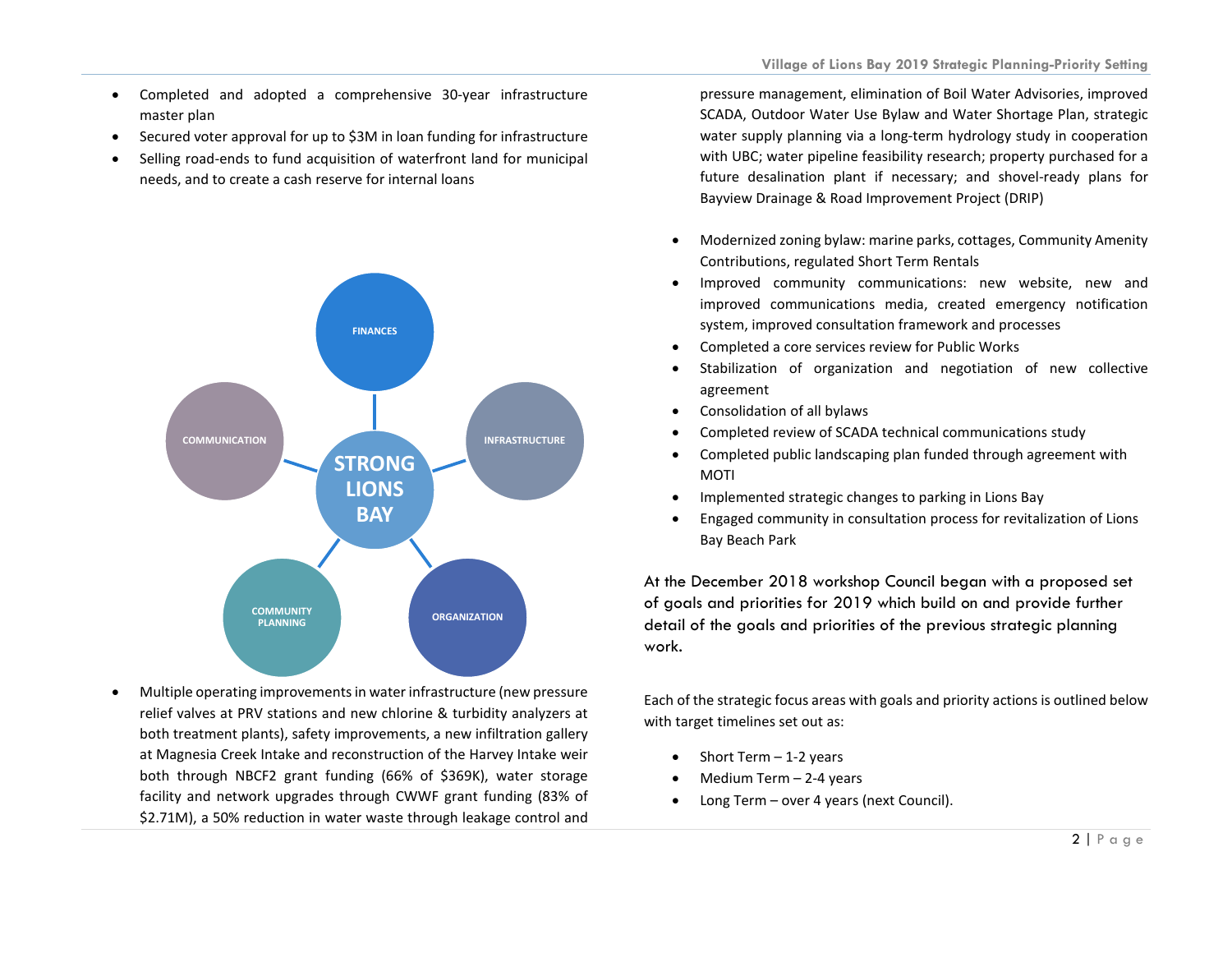- Completed and adopted a comprehensive 30-year infrastructure master plan
- Secured voter approval for up to $3M in loan funding for infrastructure
- Selling road-ends to fund acquisition of waterfront land for municipal needs, and to create a cash reserve for internal loans

FINANCES

INFRASTRUCTURE

ORGANIZATION

COMMUNITY PLANNING

COMMUNICATION

STRONG LIONS BAY

- Multiple operating improvements in water infrastructure (new pressure relief valves at PRV stations and new chlorine & turbidity analyzers at both treatment plants), safety improvements, a new infiltration gallery at Magnesia Creek Intake and reconstruction of the Harvey Intake weir both through NBCF2 grant funding (66% of $369K), water storage facility and network upgrades through CWWF grant funding (83% of $2.71M), a 50% reduction in water waste through leakage control and pressure management, elimination of Boil Water Advisories, improved SCADA, Outdoor Water Use Bylaw and Water Shortage Plan, strategic water supply planning via a long-term hydrology study in cooperation with UBC; water pipeline feasibility research; property purchased for a future desalination plant if necessary; and shovel-ready plans for Bayview Drainage & Road Improvement Project (DRIP)

- Modernized zoning bylaw: marine parks, cottages, Community Amenity Contributions, regulated Short Term Rentals
- Improved community communications: new website, new and improved communications media, created emergency notification system, improved consultation framework and processes
- Completed a core services review for Public Works
- Stabilization of organization and negotiation of new collective agreement
- Consolidation of all bylaws
- Completed review of SCADA technical communications study
- Completed public landscaping plan funded through agreement with MOTI
- Implemented strategic changes to parking in Lions Bay
- Engaged community in consultation process for revitalization of Lions Bay Beach Park

At the December 2018 workshop Council began with a proposed set of goals and priorities for 2019 which build on and provide further detail of the goals and priorities of the previous strategic planning work.

Each of the strategic focus areas with goals and priority actions is outlined below with target timelines set out as:

- Short Term – 1-2 years
- Medium Term – 2-4 years
- Long Term – over 4 years (next Council).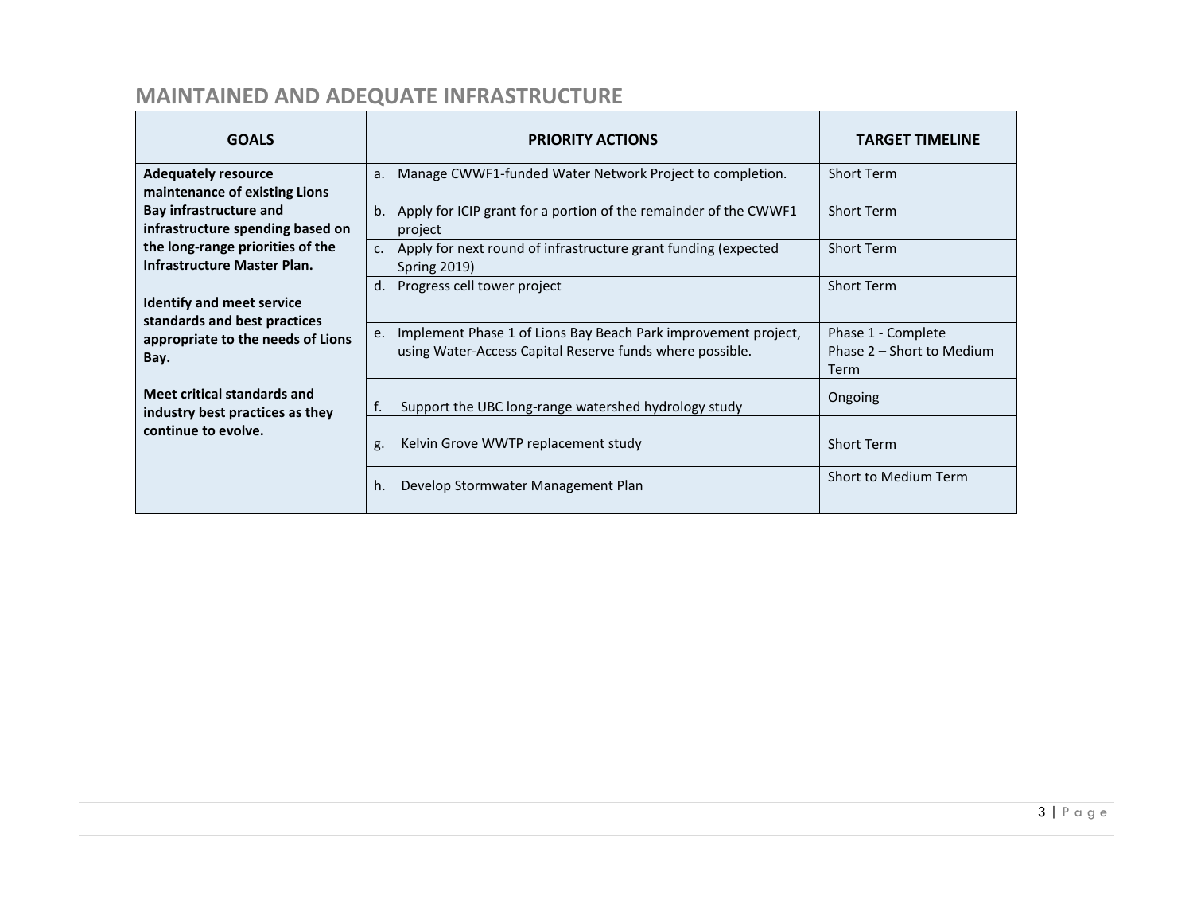## MAINTAINED AND ADEQUATE INFRASTRUCTURE

| GOALS | PRIORITY ACTIONS | TARGET TIMELINE |
| --- | --- | --- |
| **Adequately resource maintenance of existing Lions Bay infrastructure and infrastructure spending based on the long-range priorities of the Infrastructure Master Plan.**<br><br>**Identify and meet service standards and best practices appropriate to the needs of Lions Bay.**<br><br>**Meet critical standards and industry best practices as they continue to evolve.** | a. Manage CWWF1-funded Water Network Project to completion. | Short Term |
| | b. Apply for ICIP grant for a portion of the remainder of the CWWF1 project | Short Term |
| | c. Apply for next round of infrastructure grant funding (expected Spring 2019) | Short Term |
| | d. Progress cell tower project | Short Term |
| | e. Implement Phase 1 of Lions Bay Beach Park improvement project, using Water-Access Capital Reserve funds where possible. | Phase 1 - Complete<br>Phase 2 – Short to Medium Term |
| | f. Support the UBC long-range watershed hydrology study | Ongoing |
| | g. Kelvin Grove WWTP replacement study | Short Term |
| | h. Develop Stormwater Management Plan | Short to Medium Term |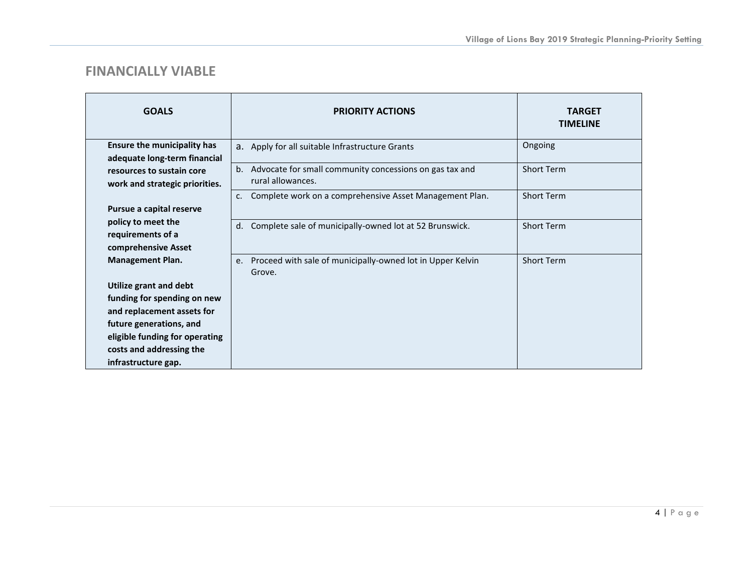## FINANCIALLY VIABLE

| GOALS | PRIORITY ACTIONS | TARGET TIMELINE |
|---|---|---|
| **Ensure the municipality has adequate long-term financial resources to sustain core work and strategic priorities.**<br><br>**Pursue a capital reserve policy to meet the requirements of a comprehensive Asset Management Plan.**<br><br>**Utilize grant and debt funding for spending on new and replacement assets for future generations, and eligible funding for operating costs and addressing the infrastructure gap.** | a. Apply for all suitable Infrastructure Grants | Ongoing |
| | b. Advocate for small community concessions on gas tax and rural allowances. | Short Term |
| | c. Complete work on a comprehensive Asset Management Plan. | Short Term |
| | d. Complete sale of municipally-owned lot at 52 Brunswick. | Short Term |
| | e. Proceed with sale of municipally-owned lot in Upper Kelvin Grove. | Short Term |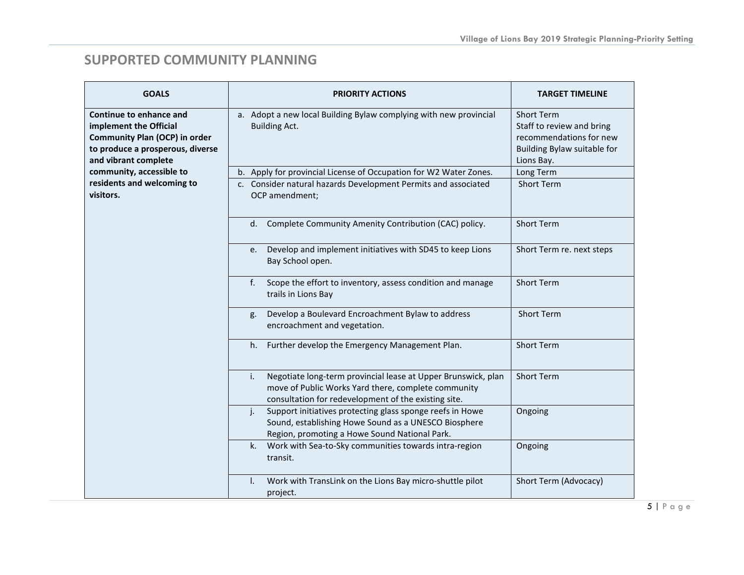## SUPPORTED COMMUNITY PLANNING

| GOALS | PRIORITY ACTIONS | TARGET TIMELINE |
|---|---|---|
| **Continue to enhance and implement the Official Community Plan (OCP) in order to produce a prosperous, diverse and vibrant complete community, accessible to residents and welcoming to visitors.** | a. Adopt a new local Building Bylaw complying with new provincial Building Act. | Short Term<br>Staff to review and bring recommendations for new Building Bylaw suitable for Lions Bay. |
| | b. Apply for provincial License of Occupation for W2 Water Zones. | Long Term |
| | c. Consider natural hazards Development Permits and associated OCP amendment; | Short Term |
| | d. Complete Community Amenity Contribution (CAC) policy. | Short Term |
| | e. Develop and implement initiatives with SD45 to keep Lions Bay School open. | Short Term re. next steps |
| | f. Scope the effort to inventory, assess condition and manage trails in Lions Bay | Short Term |
| | g. Develop a Boulevard Encroachment Bylaw to address encroachment and vegetation. | Short Term |
| | h. Further develop the Emergency Management Plan. | Short Term |
| | i. Negotiate long-term provincial lease at Upper Brunswick, plan move of Public Works Yard there, complete community consultation for redevelopment of the existing site. | Short Term |
| | j. Support initiatives protecting glass sponge reefs in Howe Sound, establishing Howe Sound as a UNESCO Biosphere Region, promoting a Howe Sound National Park. | Ongoing |
| | k. Work with Sea-to-Sky communities towards intra-region transit. | Ongoing |
| | l. Work with TransLink on the Lions Bay micro-shuttle pilot project. | Short Term (Advocacy) |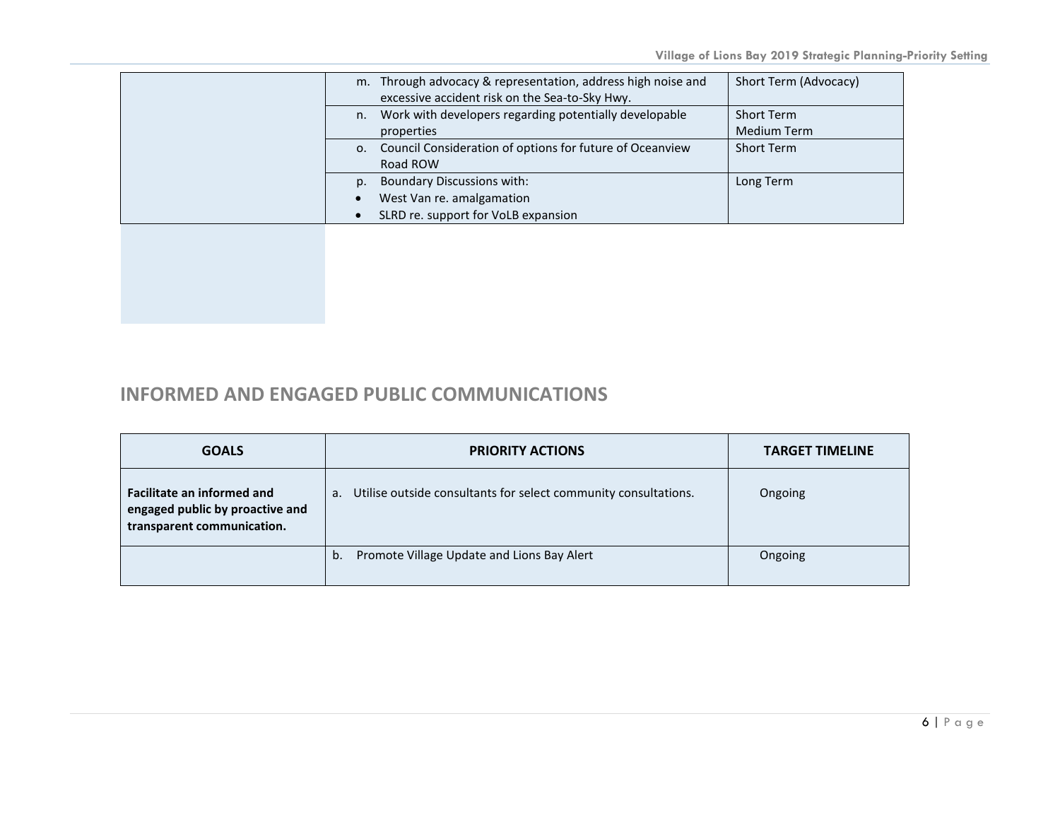| | | |
|---|---|---|
| | m. Through advocacy & representation, address high noise and excessive accident risk on the Sea-to-Sky Hwy. | Short Term (Advocacy) |
| | n. Work with developers regarding potentially developable properties | Short Term<br>Medium Term |
| | o. Council Consideration of options for future of Oceanview Road ROW | Short Term |
| | p. Boundary Discussions with:<br>• West Van re. amalgamation<br>• SLRD re. support for VoLB expansion | Long Term |

## INFORMED AND ENGAGED PUBLIC COMMUNICATIONS

| GOALS | PRIORITY ACTIONS | TARGET TIMELINE |
|---|---|---|
| **Facilitate an informed and engaged public by proactive and transparent communication.** | a. Utilise outside consultants for select community consultations. | Ongoing |
| | b. Promote Village Update and Lions Bay Alert | Ongoing |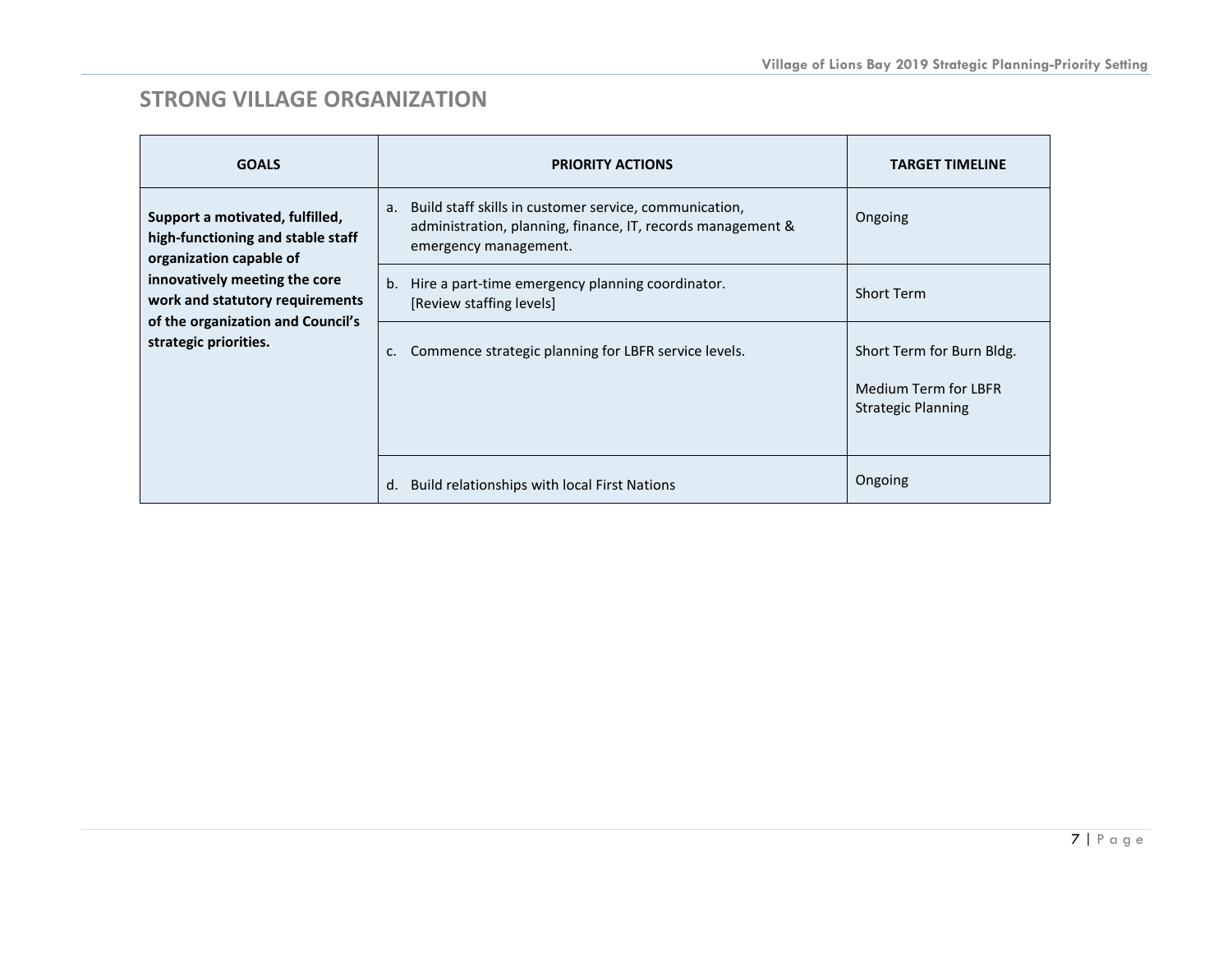## STRONG VILLAGE ORGANIZATION

| GOALS | PRIORITY ACTIONS | TARGET TIMELINE |
|---|---|---|
| **Support a motivated, fulfilled, high-functioning and stable staff organization capable of innovatively meeting the core work and statutory requirements of the organization and Council's strategic priorities.** | a. Build staff skills in customer service, communication, administration, planning, finance, IT, records management & emergency management. | Ongoing |
| | b. Hire a part-time emergency planning coordinator. [Review staffing levels] | Short Term |
| | c. Commence strategic planning for LBFR service levels. | Short Term for Burn Bldg.<br><br>Medium Term for LBFR Strategic Planning |
| | d. Build relationships with local First Nations | Ongoing |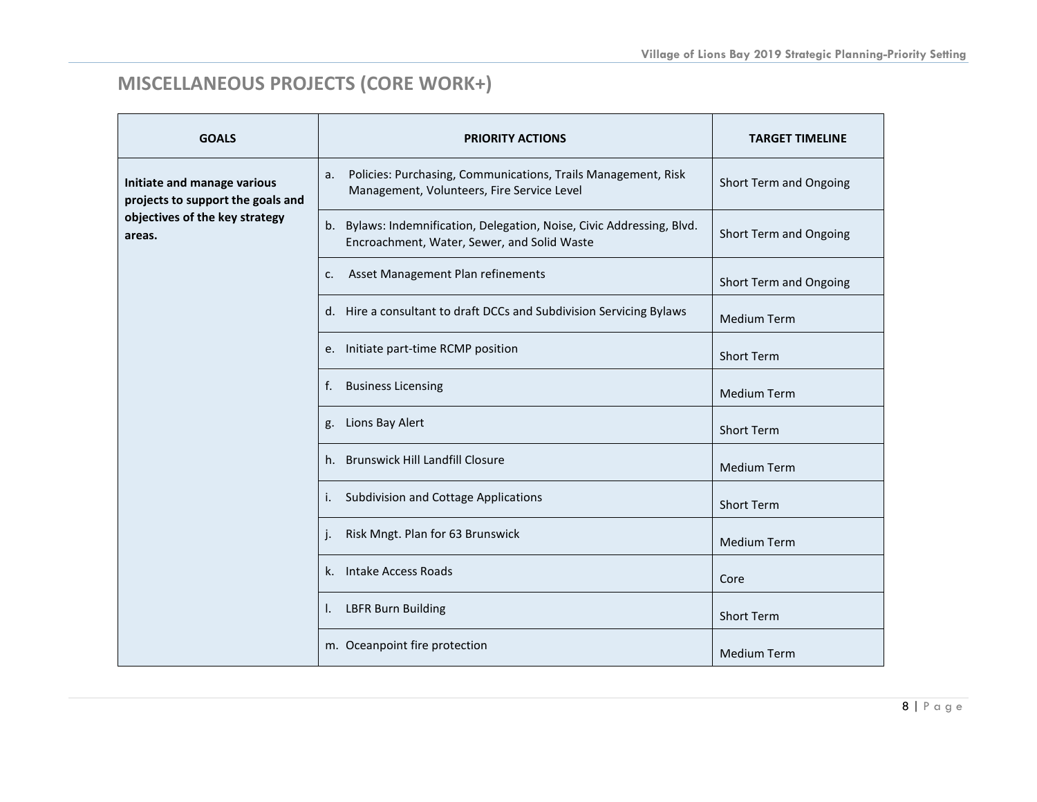## MISCELLANEOUS PROJECTS (CORE WORK+)

| GOALS | PRIORITY ACTIONS | TARGET TIMELINE |
|---|---|---|
| **Initiate and manage various projects to support the goals and objectives of the key strategy areas.** | a. Policies: Purchasing, Communications, Trails Management, Risk Management, Volunteers, Fire Service Level | Short Term and Ongoing |
| | b. Bylaws: Indemnification, Delegation, Noise, Civic Addressing, Blvd. Encroachment, Water, Sewer, and Solid Waste | Short Term and Ongoing |
| | c. Asset Management Plan refinements | Short Term and Ongoing |
| | d. Hire a consultant to draft DCCs and Subdivision Servicing Bylaws | Medium Term |
| | e. Initiate part-time RCMP position | Short Term |
| | f. Business Licensing | Medium Term |
| | g. Lions Bay Alert | Short Term |
| | h. Brunswick Hill Landfill Closure | Medium Term |
| | i. Subdivision and Cottage Applications | Short Term |
| | j. Risk Mngt. Plan for 63 Brunswick | Medium Term |
| | k. Intake Access Roads | Core |
| | l. LBFR Burn Building | Short Term |
| | m. Oceanpoint fire protection | Medium Term |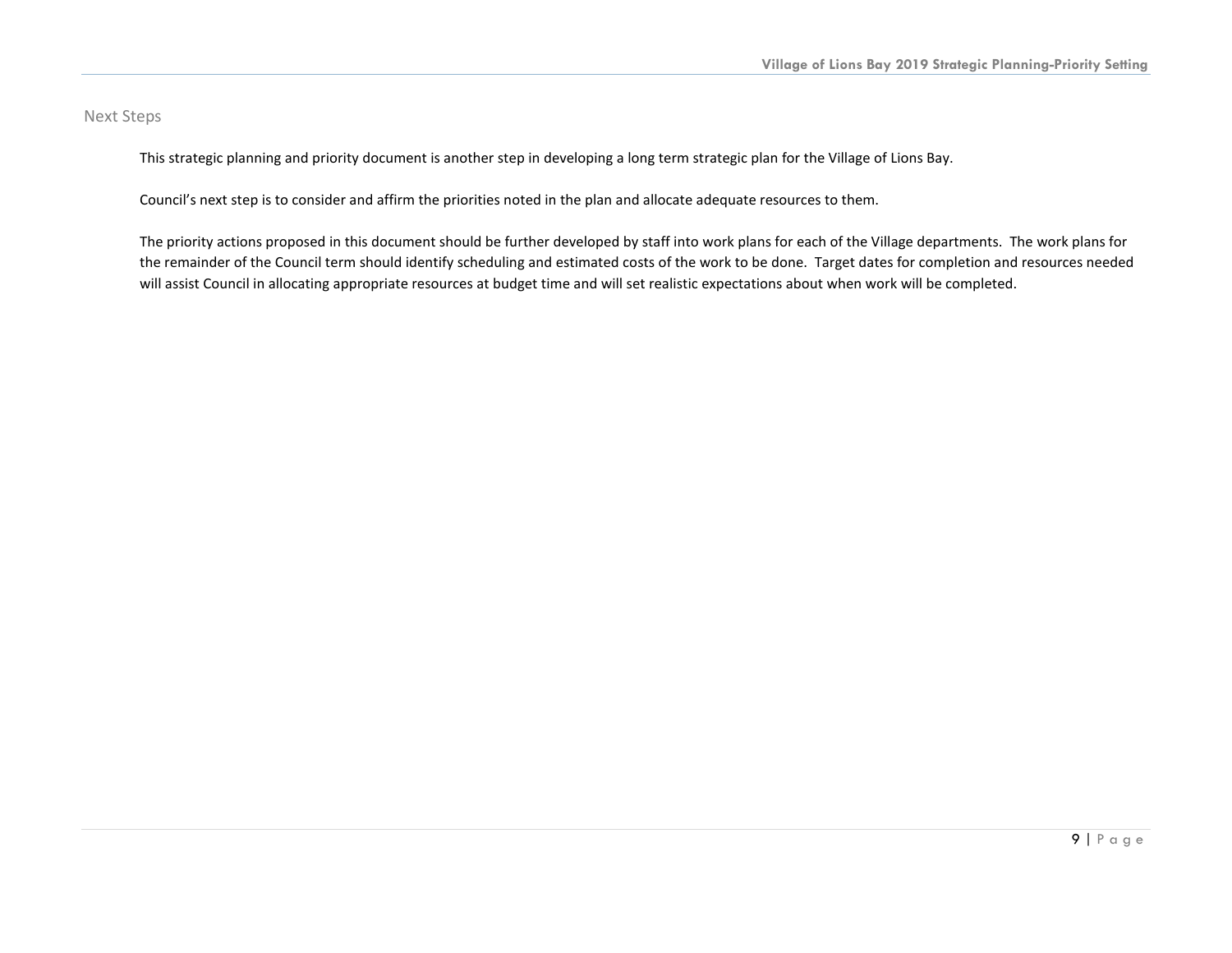## Next Steps

This strategic planning and priority document is another step in developing a long term strategic plan for the Village of Lions Bay.

Council's next step is to consider and affirm the priorities noted in the plan and allocate adequate resources to them.

The priority actions proposed in this document should be further developed by staff into work plans for each of the Village departments. The work plans for the remainder of the Council term should identify scheduling and estimated costs of the work to be done. Target dates for completion and resources needed will assist Council in allocating appropriate resources at budget time and will set realistic expectations about when work will be completed.